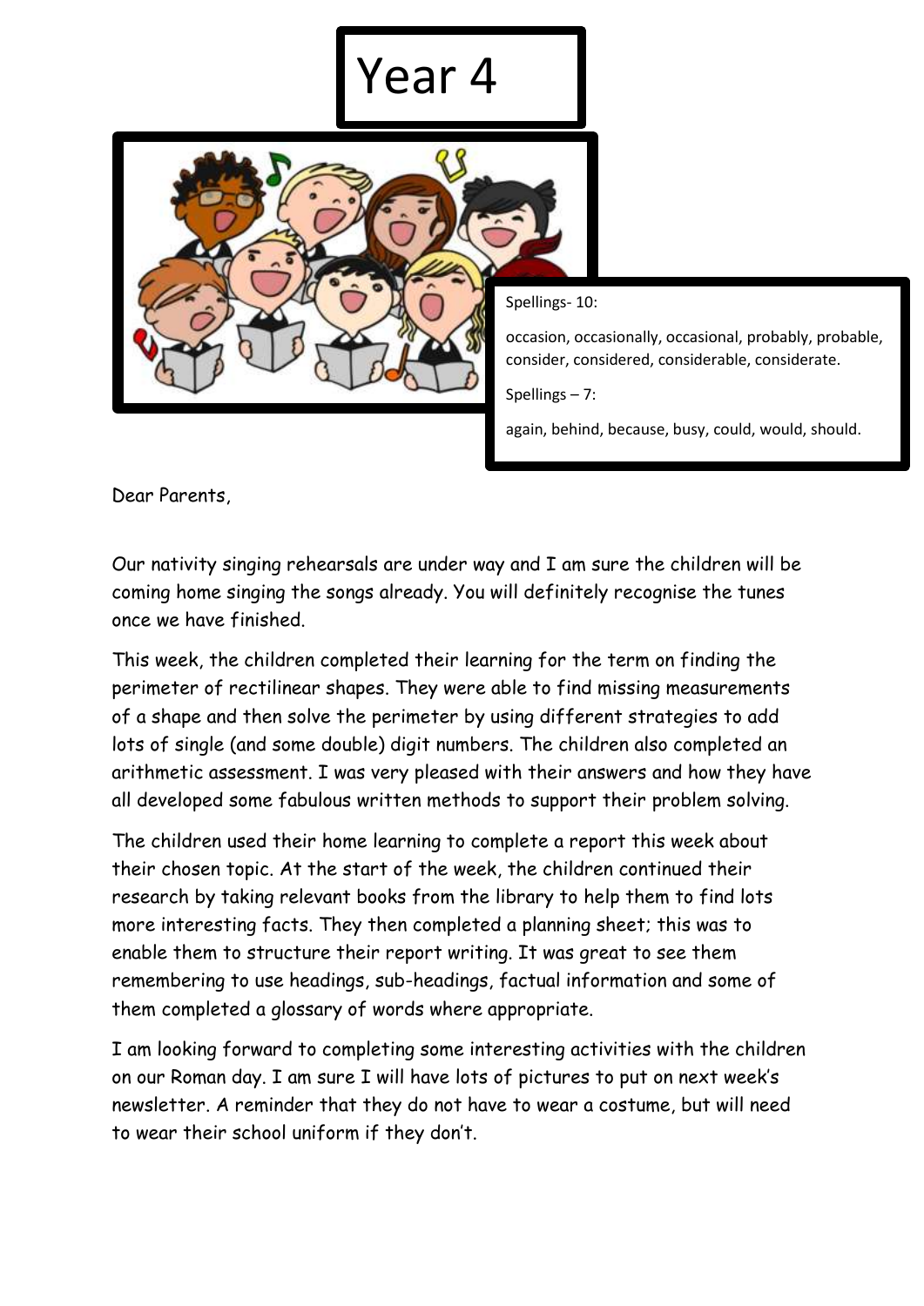# Year 4

Spellings- 10:

occasion, occasionally, occasional, probably, probable, consider, considered, considerable, considerate.

Spellings – 7:

again, behind, because, busy, could, would, should.

Dear Parents,

Our nativity singing rehearsals are under way and I am sure the children will be coming home singing the songs already. You will definitely recognise the tunes once we have finished.

This week, the children completed their learning for the term on finding the perimeter of rectilinear shapes. They were able to find missing measurements of a shape and then solve the perimeter by using different strategies to add lots of single (and some double) digit numbers. The children also completed an arithmetic assessment. I was very pleased with their answers and how they have all developed some fabulous written methods to support their problem solving.

The children used their home learning to complete a report this week about their chosen topic. At the start of the week, the children continued their research by taking relevant books from the library to help them to find lots more interesting facts. They then completed a planning sheet; this was to enable them to structure their report writing. It was great to see them remembering to use headings, sub-headings, factual information and some of them completed a glossary of words where appropriate.

I am looking forward to completing some interesting activities with the children on our Roman day. I am sure I will have lots of pictures to put on next week's newsletter. A reminder that they do not have to wear a costume, but will need to wear their school uniform if they don't.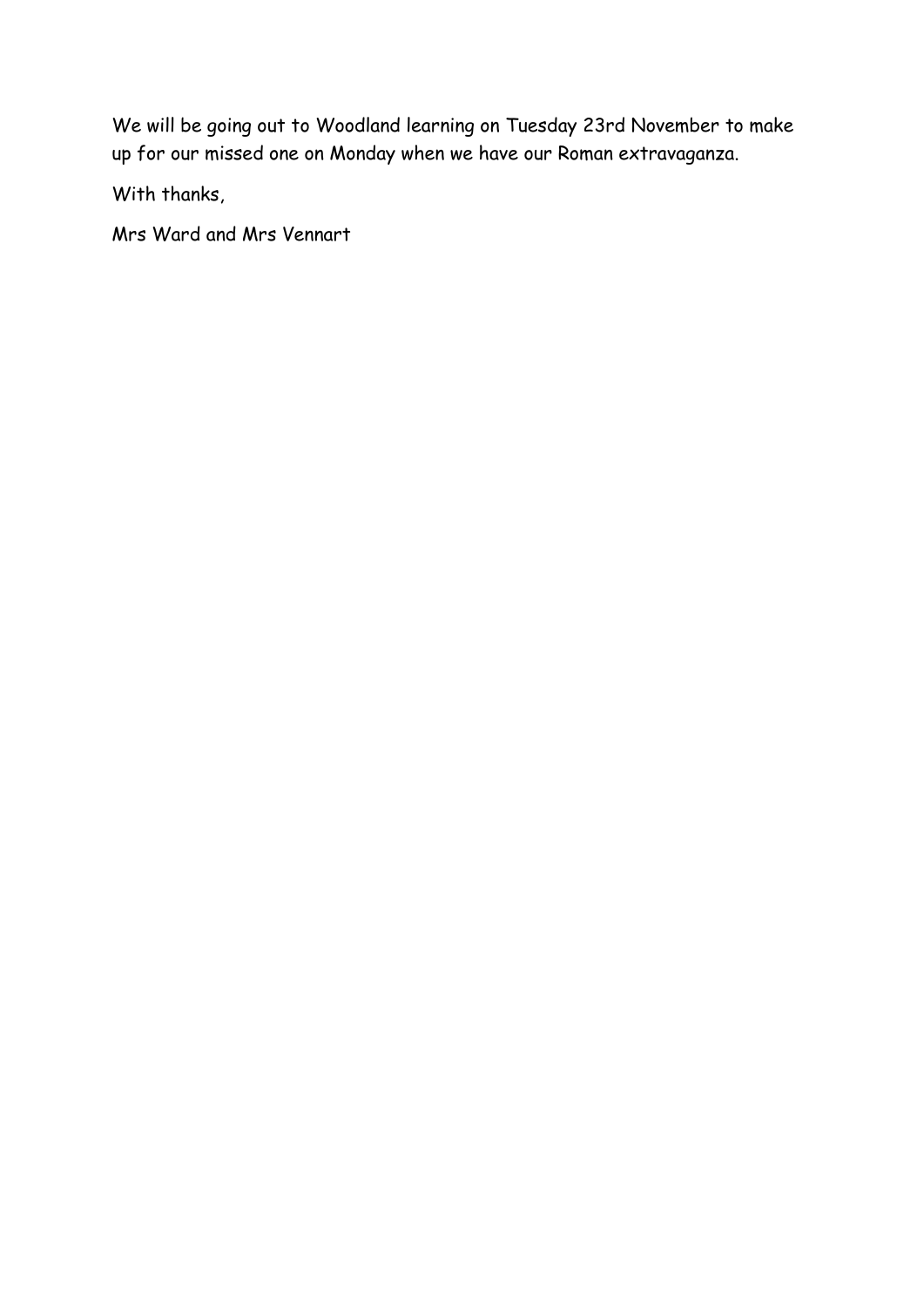We will be going out to Woodland learning on Tuesday 23rd November to make up for our missed one on Monday when we have our Roman extravaganza.

With thanks,

Mrs Ward and Mrs Vennart